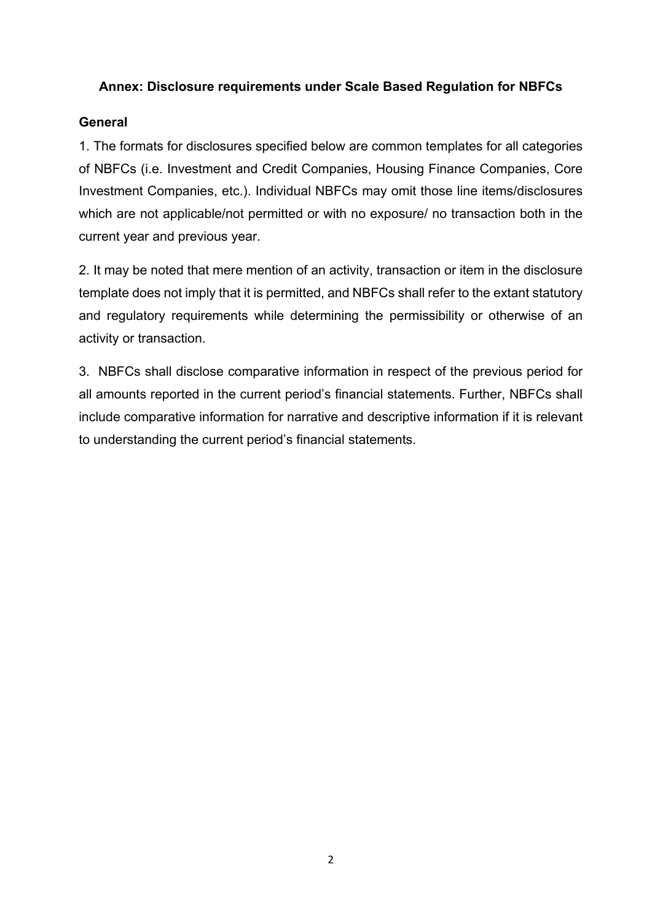# Annex: Disclosure requirements under Scale Based Regulation for NBFCs

## General

1. The formats for disclosures specified below are common templates for all categories of NBFCs (i.e. Investment and Credit Companies, Housing Finance Companies, Core Investment Companies, etc.). Individual NBFCs may omit those line items/disclosures which are not applicable/not permitted or with no exposure/ no transaction both in the current year and previous year.

2. It may be noted that mere mention of an activity, transaction or item in the disclosure template does not imply that it is permitted, and NBFCs shall refer to the extant statutory and regulatory requirements while determining the permissibility or otherwise of an activity or transaction.

3. NBFCs shall disclose comparative information in respect of the previous period for all amounts reported in the current period's financial statements. Further, NBFCs shall include comparative information for narrative and descriptive information if it is relevant to understanding the current period's financial statements.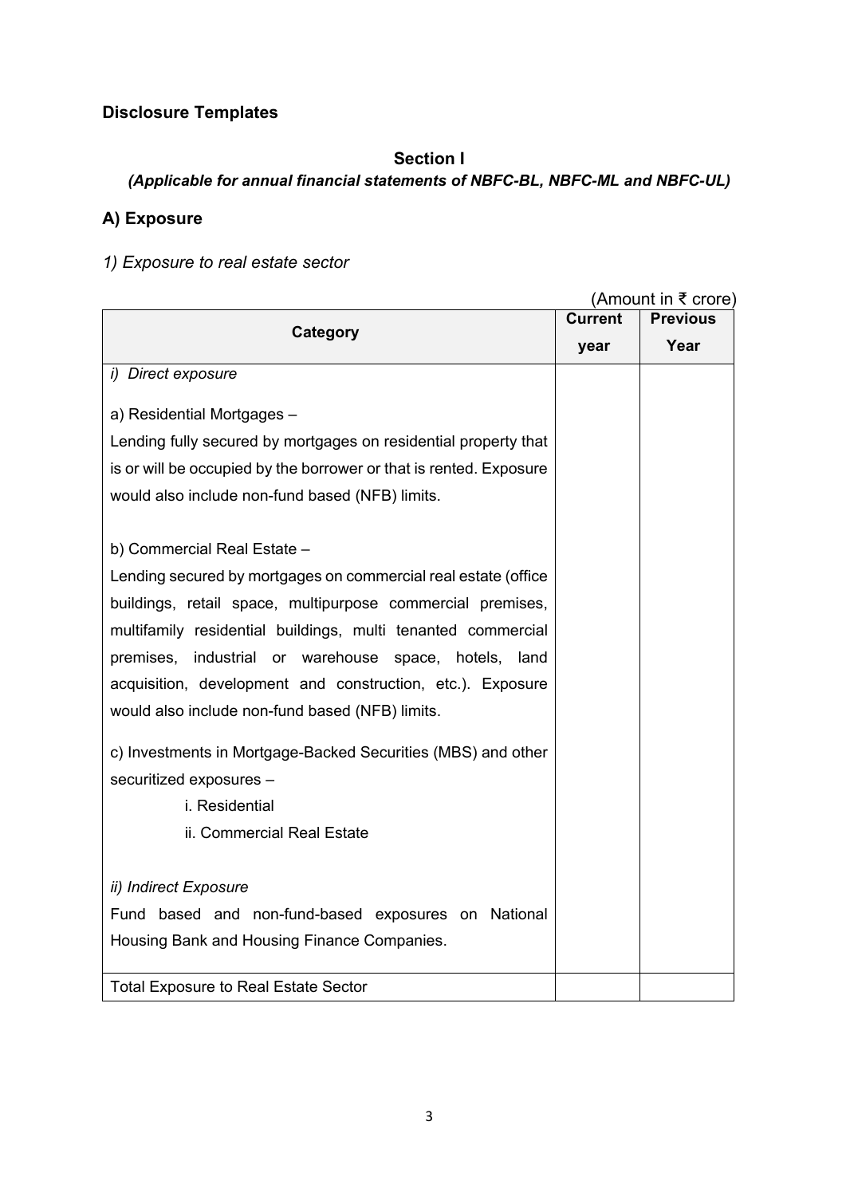## Disclosure Templates

### Section I

***(Applicable for annual financial statements of NBFC-BL, NBFC-ML and NBFC-UL)***

### A) Exposure

*1) Exposure to real estate sector*

(Amount in ₹ crore)

| Category | Current year | Previous Year |
|---|---|---|
| *i) Direct exposure* | | |
| a) Residential Mortgages – Lending fully secured by mortgages on residential property that is or will be occupied by the borrower or that is rented. Exposure would also include non-fund based (NFB) limits. | | |
| b) Commercial Real Estate – Lending secured by mortgages on commercial real estate (office buildings, retail space, multipurpose commercial premises, multifamily residential buildings, multi tenanted commercial premises, industrial or warehouse space, hotels, land acquisition, development and construction, etc.). Exposure would also include non-fund based (NFB) limits. | | |
| c) Investments in Mortgage-Backed Securities (MBS) and other securitized exposures – | | |
| i. Residential | | |
| ii. Commercial Real Estate | | |
| *ii) Indirect Exposure* Fund based and non-fund-based exposures on National Housing Bank and Housing Finance Companies. | | |
| Total Exposure to Real Estate Sector | | |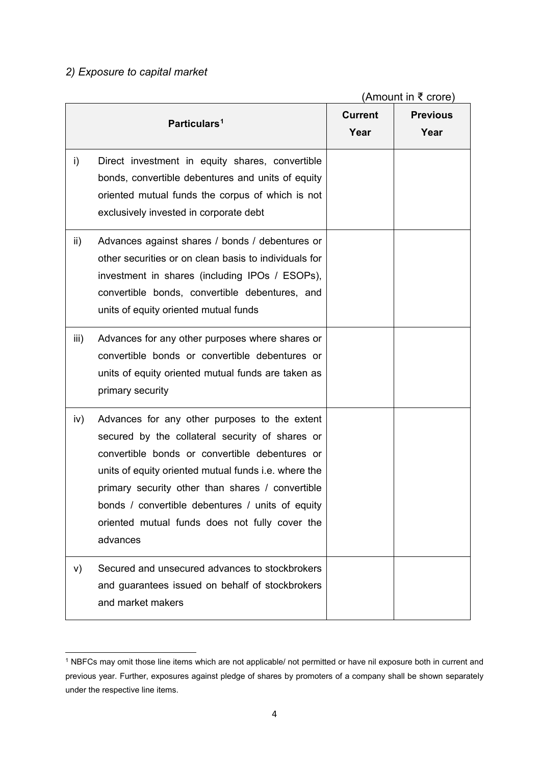*2) Exposure to capital market*

(Amount in ₹ crore)

| | Particulars[1] | Current Year | Previous Year |
|---|---|---|---|
| i) | Direct investment in equity shares, convertible bonds, convertible debentures and units of equity oriented mutual funds the corpus of which is not exclusively invested in corporate debt | | |
| ii) | Advances against shares / bonds / debentures or other securities or on clean basis to individuals for investment in shares (including IPOs / ESOPs), convertible bonds, convertible debentures, and units of equity oriented mutual funds | | |
| iii) | Advances for any other purposes where shares or convertible bonds or convertible debentures or units of equity oriented mutual funds are taken as primary security | | |
| iv) | Advances for any other purposes to the extent secured by the collateral security of shares or convertible bonds or convertible debentures or units of equity oriented mutual funds i.e. where the primary security other than shares / convertible bonds / convertible debentures / units of equity oriented mutual funds does not fully cover the advances | | |
| v) | Secured and unsecured advances to stockbrokers and guarantees issued on behalf of stockbrokers and market makers | | |

[1] NBFCs may omit those line items which are not applicable/ not permitted or have nil exposure both in current and previous year. Further, exposures against pledge of shares by promoters of a company shall be shown separately under the respective line items.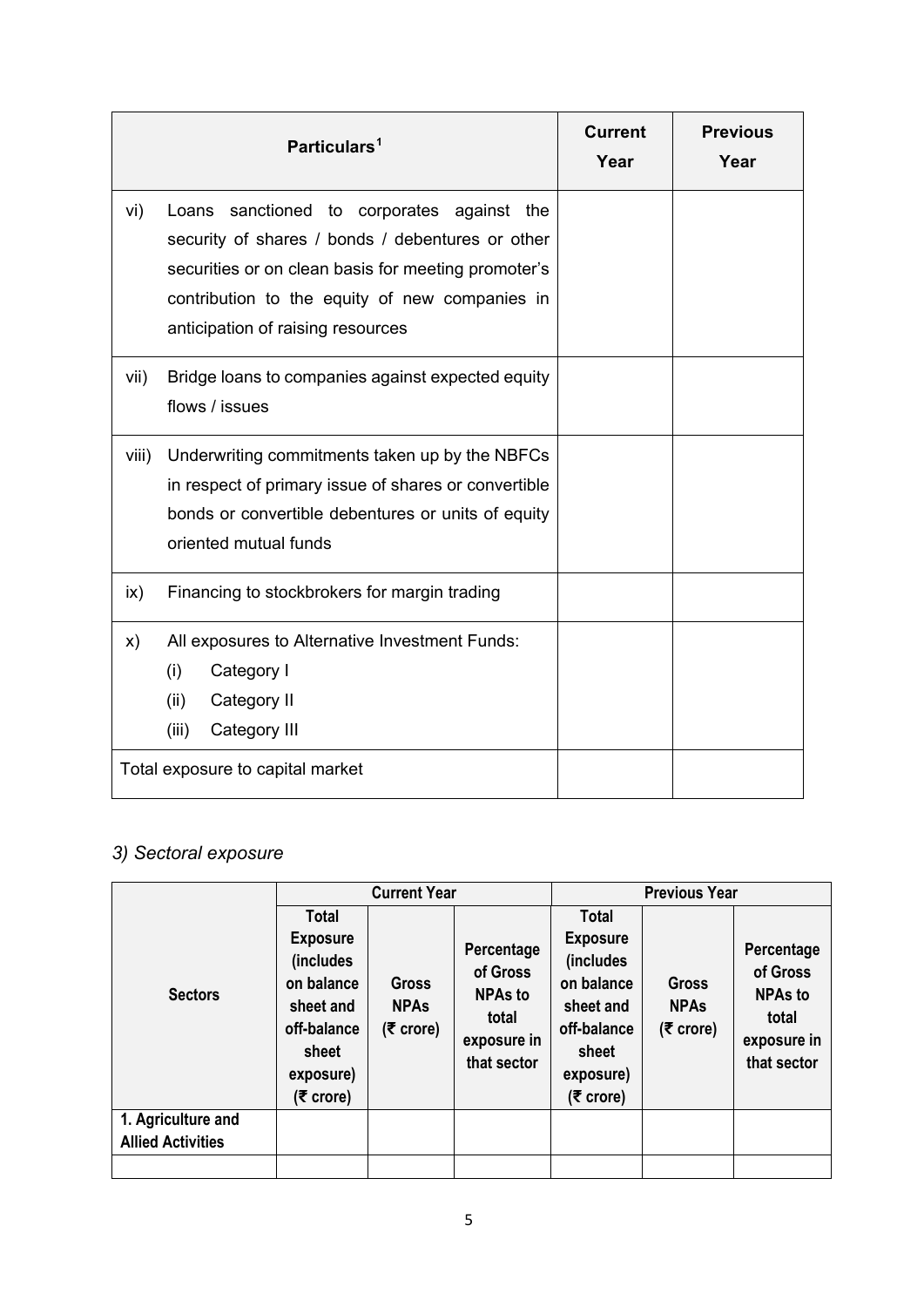| Particulars[1] | Current Year | Previous Year |
|---|---|---|
| vi) Loans sanctioned to corporates against the security of shares / bonds / debentures or other securities or on clean basis for meeting promoter's contribution to the equity of new companies in anticipation of raising resources | | |
| vii) Bridge loans to companies against expected equity flows / issues | | |
| viii) Underwriting commitments taken up by the NBFCs in respect of primary issue of shares or convertible bonds or convertible debentures or units of equity oriented mutual funds | | |
| ix) Financing to stockbrokers for margin trading | | |
| x) All exposures to Alternative Investment Funds:<br>(i) Category I<br>(ii) Category II<br>(iii) Category III | | |
| Total exposure to capital market | | |

*3) Sectoral exposure*

| Sectors | Current Year | | | Previous Year | | |
|---|---|---|---|---|---|---|
| | Total Exposure (includes on balance sheet and off-balance sheet exposure) (₹ crore) | Gross NPAs (₹ crore) | Percentage of Gross NPAs to total exposure in that sector | Total Exposure (includes on balance sheet and off-balance sheet exposure) (₹ crore) | Gross NPAs (₹ crore) | Percentage of Gross NPAs to total exposure in that sector |
| **1. Agriculture and Allied Activities** | | | | | | |
| | | | | | | |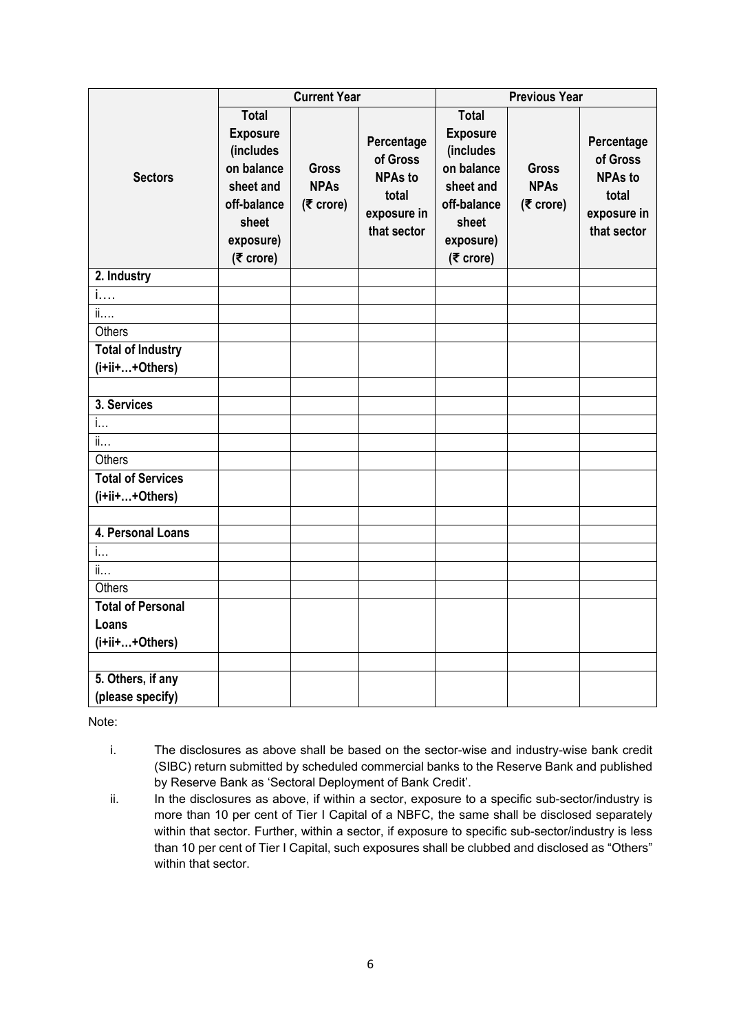| Sectors | Current Year | | | Previous Year | | |
|---|---|---|---|---|---|---|
| | **Total Exposure (includes on balance sheet and off-balance sheet exposure) (₹ crore)** | **Gross NPAs (₹ crore)** | **Percentage of Gross NPAs to total exposure in that sector** | **Total Exposure (includes on balance sheet and off-balance sheet exposure) (₹ crore)** | **Gross NPAs (₹ crore)** | **Percentage of Gross NPAs to total exposure in that sector** |
| **2. Industry** | | | | | | |
| i…. | | | | | | |
| ii…. | | | | | | |
| Others | | | | | | |
| **Total of Industry (i+ii+…+Others)** | | | | | | |
| | | | | | | |
| **3. Services** | | | | | | |
| i… | | | | | | |
| ii… | | | | | | |
| Others | | | | | | |
| **Total of Services (i+ii+…+Others)** | | | | | | |
| | | | | | | |
| **4. Personal Loans** | | | | | | |
| i… | | | | | | |
| ii… | | | | | | |
| Others | | | | | | |
| **Total of Personal Loans (i+ii+…+Others)** | | | | | | |
| | | | | | | |
| **5. Others, if any (please specify)** | | | | | | |

Note:

i. The disclosures as above shall be based on the sector-wise and industry-wise bank credit (SIBC) return submitted by scheduled commercial banks to the Reserve Bank and published by Reserve Bank as 'Sectoral Deployment of Bank Credit'.

ii. In the disclosures as above, if within a sector, exposure to a specific sub-sector/industry is more than 10 per cent of Tier I Capital of a NBFC, the same shall be disclosed separately within that sector. Further, within a sector, if exposure to specific sub-sector/industry is less than 10 per cent of Tier I Capital, such exposures shall be clubbed and disclosed as "Others" within that sector.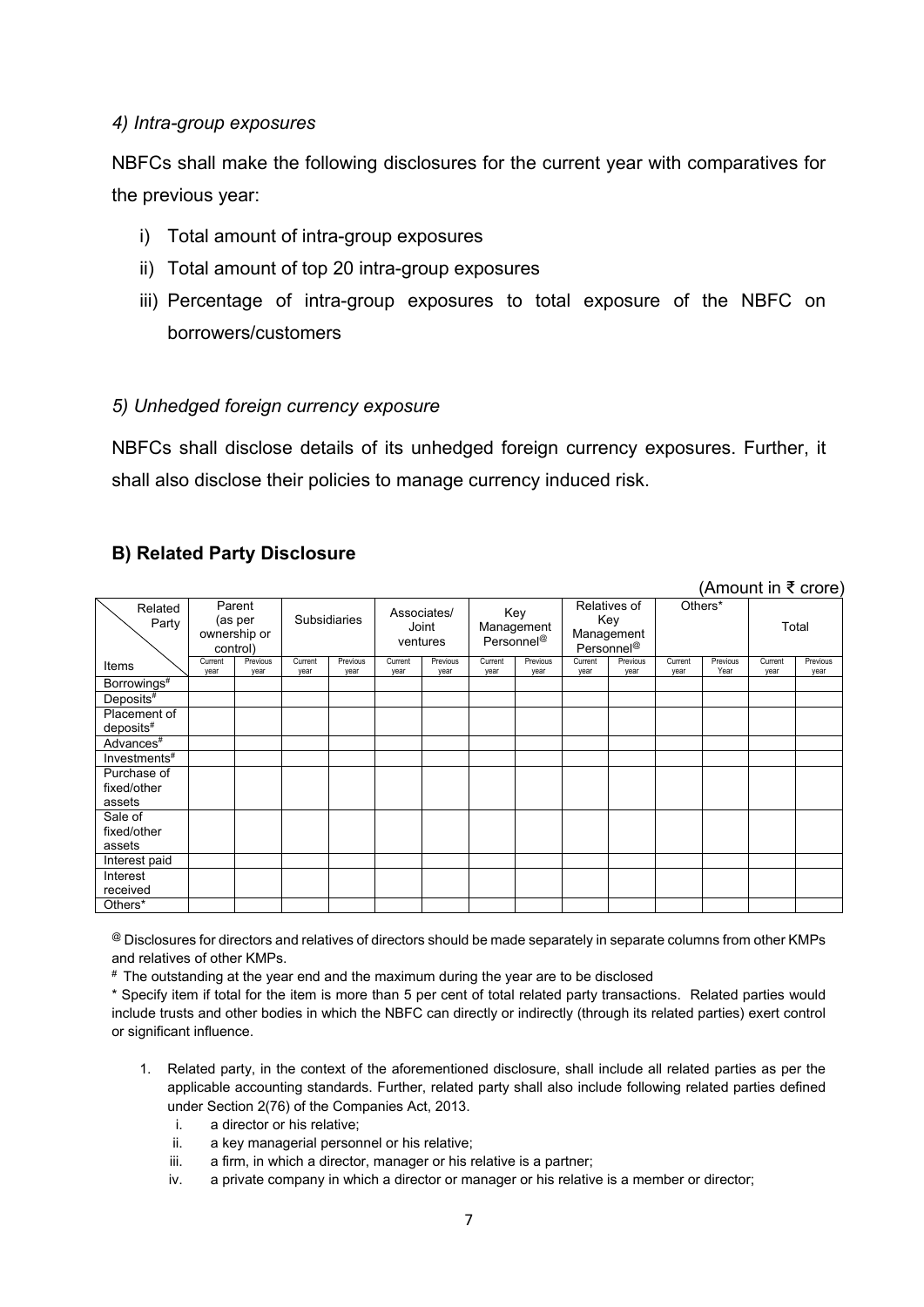*4) Intra-group exposures*

NBFCs shall make the following disclosures for the current year with comparatives for the previous year:

i) Total amount of intra-group exposures
ii) Total amount of top 20 intra-group exposures
iii) Percentage of intra-group exposures to total exposure of the NBFC on borrowers/customers

*5) Unhedged foreign currency exposure*

NBFCs shall disclose details of its unhedged foreign currency exposures. Further, it shall also disclose their policies to manage currency induced risk.

**B) Related Party Disclosure**

(Amount in ₹ crore)

| Related Party / Items | Parent (as per ownership or control) | | Subsidiaries | | Associates/ Joint ventures | | Key Management Personnel[@] | | Relatives of Key Management Personnel[@] | | Others* | | Total | |
|---|---|---|---|---|---|---|---|---|---|---|---|---|---|---|
| | Current year | Previous year | Current year | Previous year | Current year | Previous year | Current year | Previous year | Current year | Previous year | Current year | Previous Year | Current year | Previous year |
| Borrowings[#] | | | | | | | | | | | | | | |
| Deposits[#] | | | | | | | | | | | | | | |
| Placement of deposits[#] | | | | | | | | | | | | | | |
| Advances[#] | | | | | | | | | | | | | | |
| Investments[#] | | | | | | | | | | | | | | |
| Purchase of fixed/other assets | | | | | | | | | | | | | | |
| Sale of fixed/other assets | | | | | | | | | | | | | | |
| Interest paid | | | | | | | | | | | | | | |
| Interest received | | | | | | | | | | | | | | |
| Others* | | | | | | | | | | | | | | |

[@] Disclosures for directors and relatives of directors should be made separately in separate columns from other KMPs and relatives of other KMPs.

[#] The outstanding at the year end and the maximum during the year are to be disclosed

* Specify item if total for the item is more than 5 per cent of total related party transactions. Related parties would include trusts and other bodies in which the NBFC can directly or indirectly (through its related parties) exert control or significant influence.

1. Related party, in the context of the aforementioned disclosure, shall include all related parties as per the applicable accounting standards. Further, related party shall also include following related parties defined under Section 2(76) of the Companies Act, 2013.
   i. a director or his relative;
   ii. a key managerial personnel or his relative;
   iii. a firm, in which a director, manager or his relative is a partner;
   iv. a private company in which a director or manager or his relative is a member or director;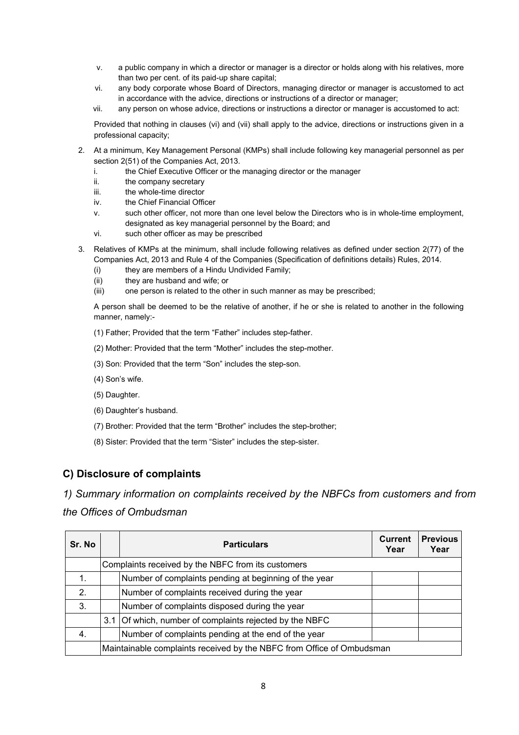v. a public company in which a director or manager is a director or holds along with his relatives, more than two per cent. of its paid-up share capital;

vi. any body corporate whose Board of Directors, managing director or manager is accustomed to act in accordance with the advice, directions or instructions of a director or manager;

vii. any person on whose advice, directions or instructions a director or manager is accustomed to act:

Provided that nothing in clauses (vi) and (vii) shall apply to the advice, directions or instructions given in a professional capacity;

2. At a minimum, Key Management Personal (KMPs) shall include following key managerial personnel as per section 2(51) of the Companies Act, 2013.
   i. the Chief Executive Officer or the managing director or the manager
   ii. the company secretary
   iii. the whole-time director
   iv. the Chief Financial Officer
   v. such other officer, not more than one level below the Directors who is in whole-time employment, designated as key managerial personnel by the Board; and
   vi. such other officer as may be prescribed

3. Relatives of KMPs at the minimum, shall include following relatives as defined under section 2(77) of the Companies Act, 2013 and Rule 4 of the Companies (Specification of definitions details) Rules, 2014.
   (i) they are members of a Hindu Undivided Family;
   (ii) they are husband and wife; or
   (iii) one person is related to the other in such manner as may be prescribed;

   A person shall be deemed to be the relative of another, if he or she is related to another in the following manner, namely:-

   (1) Father; Provided that the term “Father” includes step-father.

   (2) Mother: Provided that the term “Mother” includes the step-mother.

   (3) Son: Provided that the term “Son” includes the step-son.

   (4) Son’s wife.

   (5) Daughter.

   (6) Daughter’s husband.

   (7) Brother: Provided that the term “Brother” includes the step-brother;

   (8) Sister: Provided that the term “Sister” includes the step-sister.

## C) Disclosure of complaints

### *1) Summary information on complaints received by the NBFCs from customers and from the Offices of Ombudsman*

| Sr. No | | Particulars | Current Year | Previous Year |
|---|---|---|---|---|
| | Complaints received by the NBFC from its customers | | | |
| 1. | | Number of complaints pending at beginning of the year | | |
| 2. | | Number of complaints received during the year | | |
| 3. | | Number of complaints disposed during the year | | |
| | 3.1 | Of which, number of complaints rejected by the NBFC | | |
| 4. | | Number of complaints pending at the end of the year | | |
| | Maintainable complaints received by the NBFC from Office of Ombudsman | | | |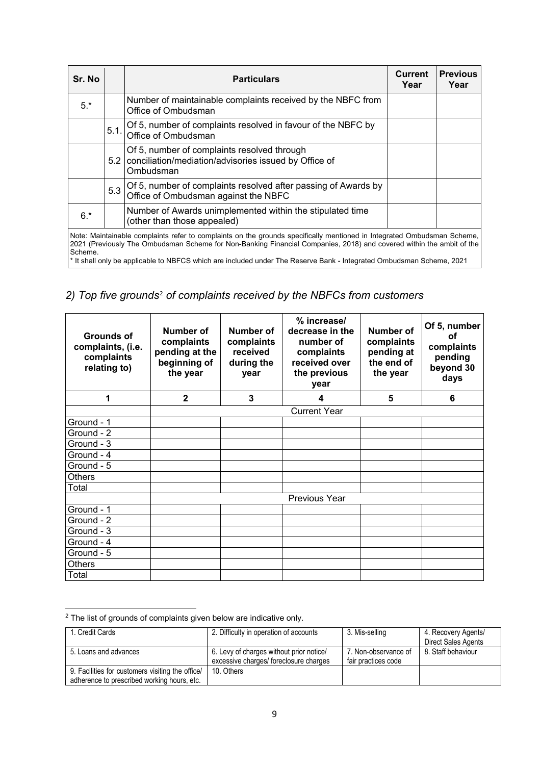| Sr. No | | Particulars | Current Year | Previous Year |
|---|---|---|---|---|
| 5.* | | Number of maintainable complaints received by the NBFC from Office of Ombudsman | | |
| | 5.1. | Of 5, number of complaints resolved in favour of the NBFC by Office of Ombudsman | | |
| | 5.2 | Of 5, number of complaints resolved through conciliation/mediation/advisories issued by Office of Ombudsman | | |
| | 5.3 | Of 5, number of complaints resolved after passing of Awards by Office of Ombudsman against the NBFC | | |
| 6.* | | Number of Awards unimplemented within the stipulated time (other than those appealed) | | |

Note: Maintainable complaints refer to complaints on the grounds specifically mentioned in Integrated Ombudsman Scheme, 2021 (Previously The Ombudsman Scheme for Non-Banking Financial Companies, 2018) and covered within the ambit of the Scheme.

* It shall only be applicable to NBFCS which are included under The Reserve Bank - Integrated Ombudsman Scheme, 2021

## *2) Top five grounds[2] of complaints received by the NBFCs from customers*

| Grounds of complaints, (i.e. complaints relating to) | Number of complaints pending at the beginning of the year | Number of complaints received during the year | % increase/ decrease in the number of complaints received over the previous year | Number of complaints pending at the end of the year | Of 5, number of complaints pending beyond 30 days |
|---|---|---|---|---|---|
| 1 | 2 | 3 | 4 | 5 | 6 |
| | Current Year | | | | |
| Ground - 1 | | | | | |
| Ground - 2 | | | | | |
| Ground - 3 | | | | | |
| Ground - 4 | | | | | |
| Ground - 5 | | | | | |
| Others | | | | | |
| Total | | | | | |
| | Previous Year | | | | |
| Ground - 1 | | | | | |
| Ground - 2 | | | | | |
| Ground - 3 | | | | | |
| Ground - 4 | | | | | |
| Ground - 5 | | | | | |
| Others | | | | | |
| Total | | | | | |

[2] The list of grounds of complaints given below are indicative only.

| | | | |
|---|---|---|---|
| 1. Credit Cards | 2. Difficulty in operation of accounts | 3. Mis-selling | 4. Recovery Agents/ Direct Sales Agents |
| 5. Loans and advances | 6. Levy of charges without prior notice/ excessive charges/ foreclosure charges | 7. Non-observance of fair practices code | 8. Staff behaviour |
| 9. Facilities for customers visiting the office/ adherence to prescribed working hours, etc. | 10. Others | | |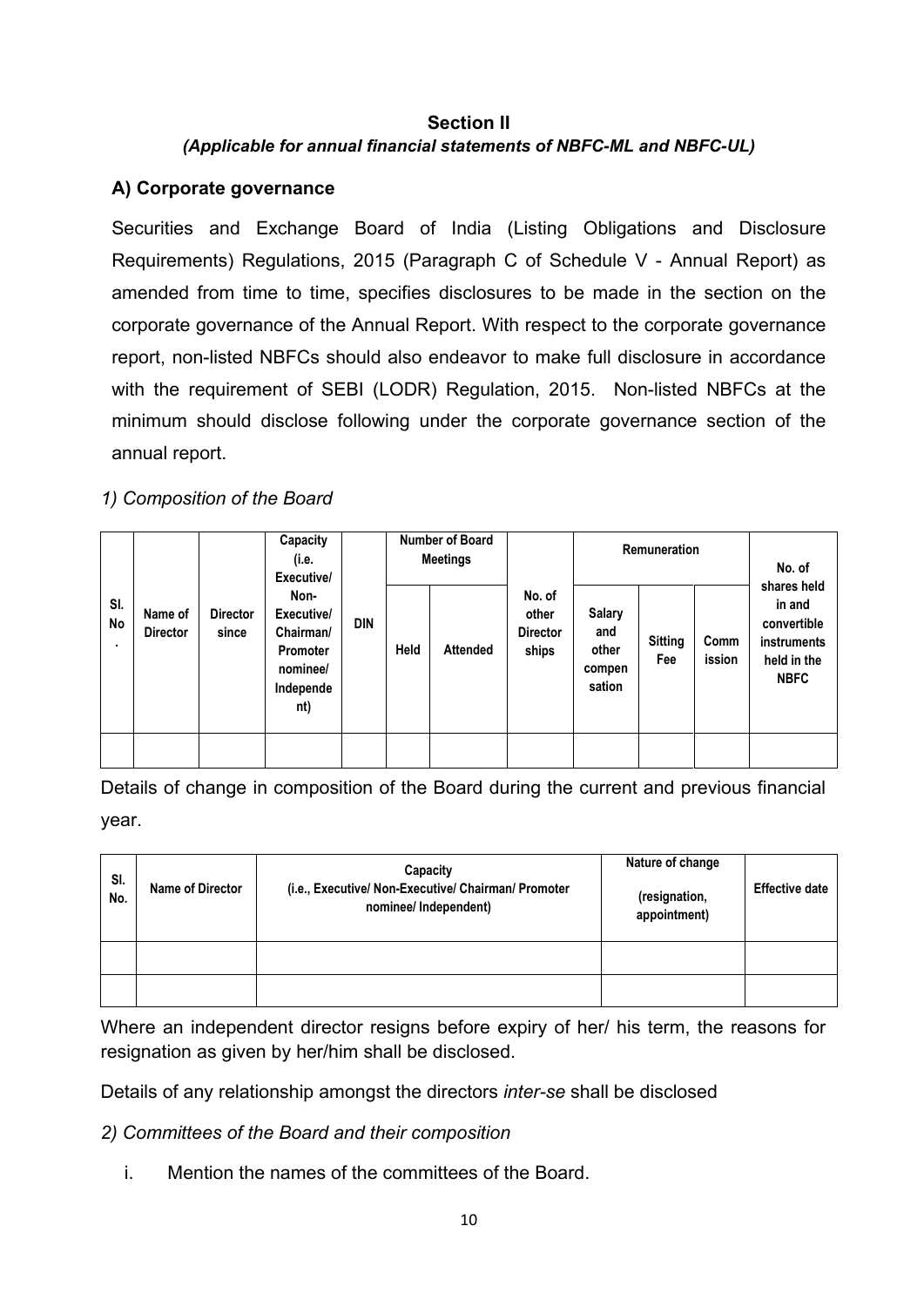## Section II

***(Applicable for annual financial statements of NBFC-ML and NBFC-UL)***

### A) Corporate governance

Securities and Exchange Board of India (Listing Obligations and Disclosure Requirements) Regulations, 2015 (Paragraph C of Schedule V - Annual Report) as amended from time to time, specifies disclosures to be made in the section on the corporate governance of the Annual Report. With respect to the corporate governance report, non-listed NBFCs should also endeavor to make full disclosure in accordance with the requirement of SEBI (LODR) Regulation, 2015. Non-listed NBFCs at the minimum should disclose following under the corporate governance section of the annual report.

*1) Composition of the Board*

| Sl. No. | Name of Director | Director since | Capacity (i.e. Executive/ Non-Executive/ Chairman/ Promoter nominee/ Independent) | DIN | Number of Board Meetings | | No. of other Director ships | Remuneration | | | No. of shares held in and convertible instruments held in the NBFC |
|---|---|---|---|---|---|---|---|---|---|---|---|
| | | | | | Held | Attended | | Salary and other compensation | Sitting Fee | Commission | |
| | | | | | | | | | | | |

Details of change in composition of the Board during the current and previous financial year.

| Sl. No. | Name of Director | Capacity (i.e., Executive/ Non-Executive/ Chairman/ Promoter nominee/ Independent) | Nature of change (resignation, appointment) | Effective date |
|---|---|---|---|---|
| | | | | |
| | | | | |

Where an independent director resigns before expiry of her/ his term, the reasons for resignation as given by her/him shall be disclosed.

Details of any relationship amongst the directors *inter-se* shall be disclosed

*2) Committees of the Board and their composition*

i. Mention the names of the committees of the Board.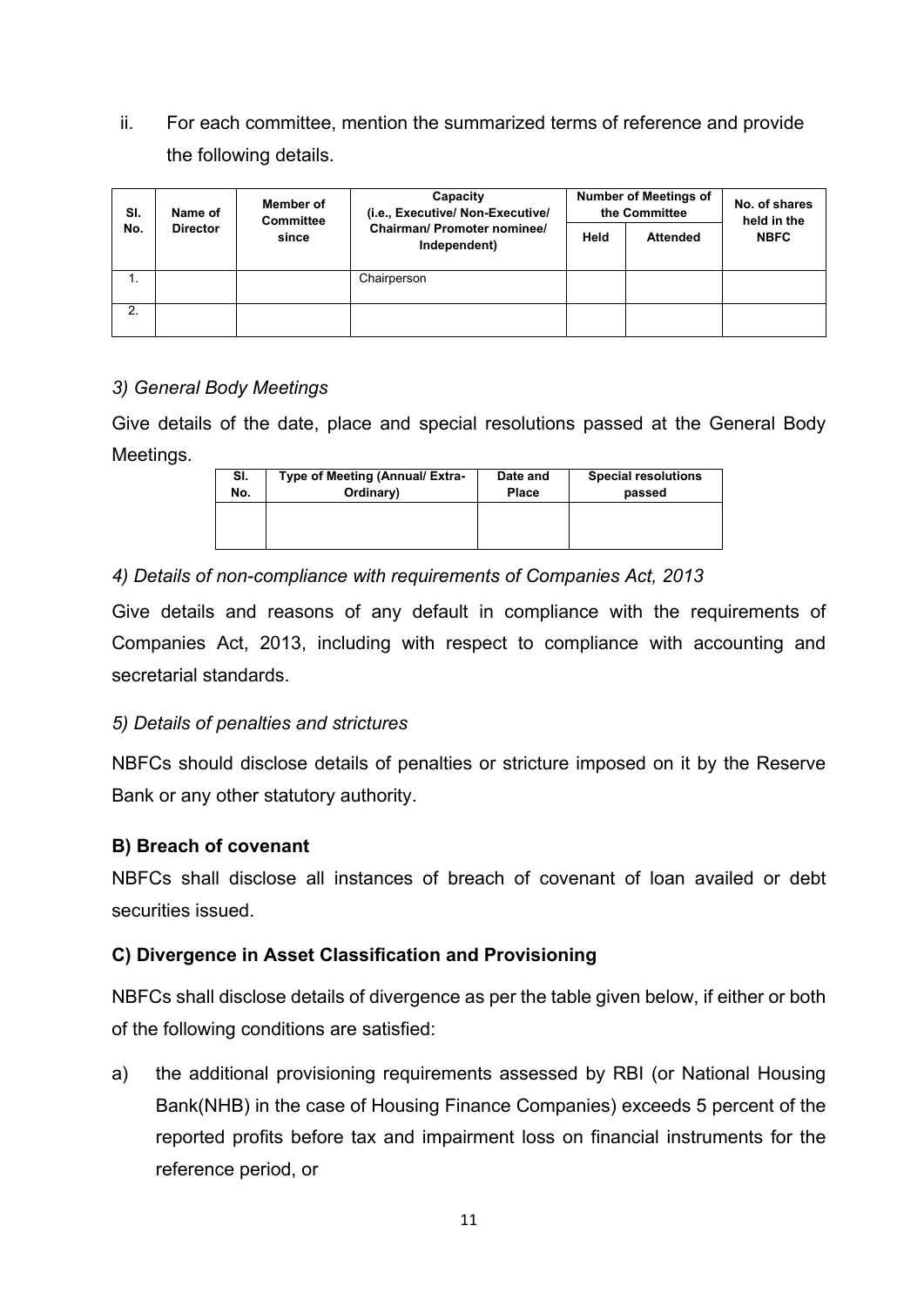ii. For each committee, mention the summarized terms of reference and provide the following details.

| Sl. No. | Name of Director | Member of Committee since | Capacity (i.e., Executive/ Non-Executive/ Chairman/ Promoter nominee/ Independent) | Number of Meetings of the Committee | | No. of shares held in the NBFC |
|---|---|---|---|---|---|---|
| | | | | Held | Attended | |
| 1. | | | Chairperson | | | |
| 2. | | | | | | |

*3) General Body Meetings*

Give details of the date, place and special resolutions passed at the General Body Meetings.

| Sl. No. | Type of Meeting (Annual/ Extra-Ordinary) | Date and Place | Special resolutions passed |
|---|---|---|---|
| | | | |

*4) Details of non-compliance with requirements of Companies Act, 2013*

Give details and reasons of any default in compliance with the requirements of Companies Act, 2013, including with respect to compliance with accounting and secretarial standards.

*5) Details of penalties and strictures*

NBFCs should disclose details of penalties or stricture imposed on it by the Reserve Bank or any other statutory authority.

**B) Breach of covenant**

NBFCs shall disclose all instances of breach of covenant of loan availed or debt securities issued.

**C) Divergence in Asset Classification and Provisioning**

NBFCs shall disclose details of divergence as per the table given below, if either or both of the following conditions are satisfied:

a) the additional provisioning requirements assessed by RBI (or National Housing Bank(NHB) in the case of Housing Finance Companies) exceeds 5 percent of the reported profits before tax and impairment loss on financial instruments for the reference period, or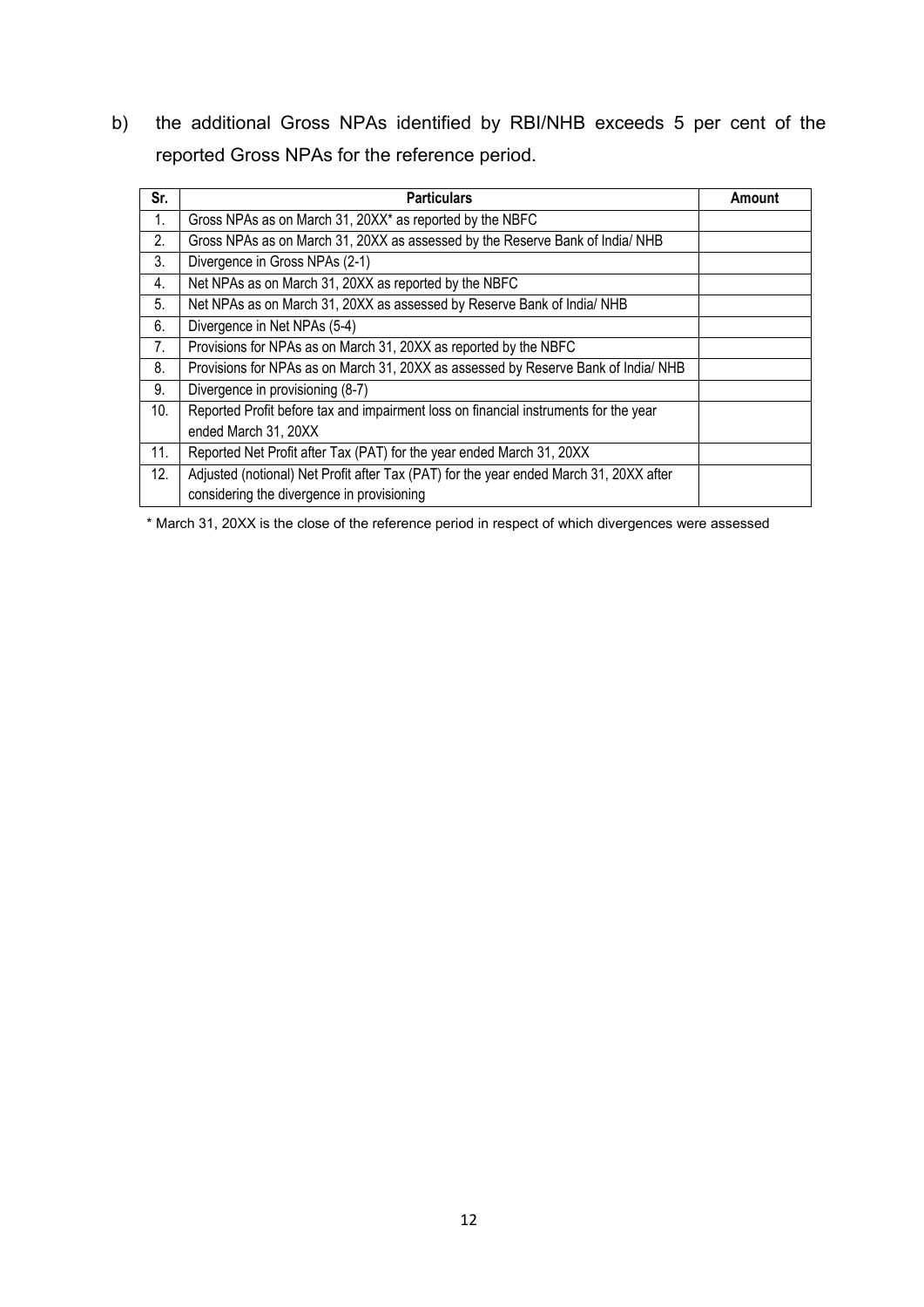b) the additional Gross NPAs identified by RBI/NHB exceeds 5 per cent of the reported Gross NPAs for the reference period.

| Sr. | Particulars | Amount |
|---|---|---|
| 1. | Gross NPAs as on March 31, 20XX* as reported by the NBFC | |
| 2. | Gross NPAs as on March 31, 20XX as assessed by the Reserve Bank of India/ NHB | |
| 3. | Divergence in Gross NPAs (2-1) | |
| 4. | Net NPAs as on March 31, 20XX as reported by the NBFC | |
| 5. | Net NPAs as on March 31, 20XX as assessed by Reserve Bank of India/ NHB | |
| 6. | Divergence in Net NPAs (5-4) | |
| 7. | Provisions for NPAs as on March 31, 20XX as reported by the NBFC | |
| 8. | Provisions for NPAs as on March 31, 20XX as assessed by Reserve Bank of India/ NHB | |
| 9. | Divergence in provisioning (8-7) | |
| 10. | Reported Profit before tax and impairment loss on financial instruments for the year ended March 31, 20XX | |
| 11. | Reported Net Profit after Tax (PAT) for the year ended March 31, 20XX | |
| 12. | Adjusted (notional) Net Profit after Tax (PAT) for the year ended March 31, 20XX after considering the divergence in provisioning | |

\* March 31, 20XX is the close of the reference period in respect of which divergences were assessed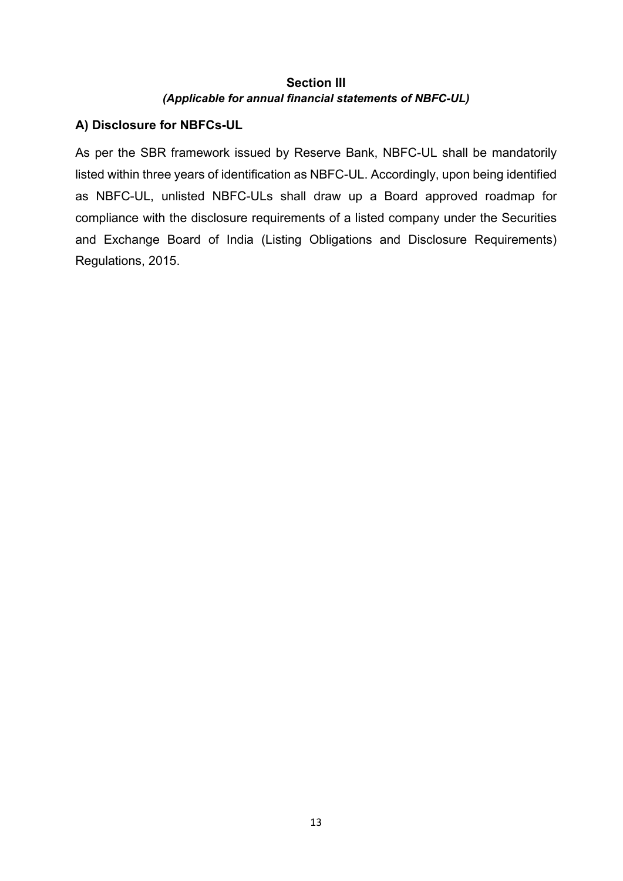## Section III

***(Applicable for annual financial statements of NBFC-UL)***

### A) Disclosure for NBFCs-UL

As per the SBR framework issued by Reserve Bank, NBFC-UL shall be mandatorily listed within three years of identification as NBFC-UL. Accordingly, upon being identified as NBFC-UL, unlisted NBFC-ULs shall draw up a Board approved roadmap for compliance with the disclosure requirements of a listed company under the Securities and Exchange Board of India (Listing Obligations and Disclosure Requirements) Regulations, 2015.